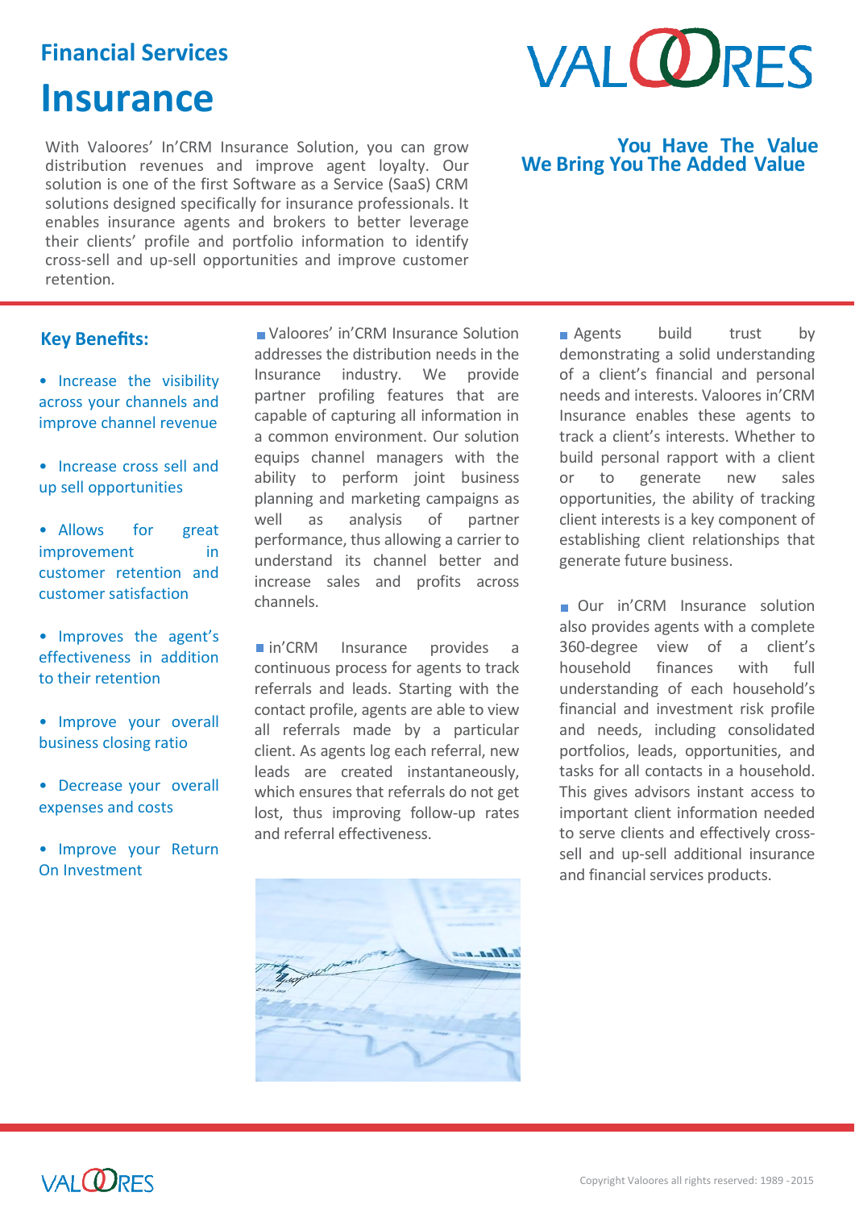## Financial Services

# Insurance

With Valoores' In'CRM Insurance Solution, you can grow distribution revenues and improve agent loyalty. Our solution is one of the first Software as a Service (SaaS) CRM solutions designed specifically for insurance professionals. It enables insurance agents and brokers to better leverage their clients' profile and portfolio information to identify cross-sell and up-sell opportunities and improve customer retention.

**You Have The Value**
**We Bring You The Added Value**

### Key Benefits:

- Increase the visibility across your channels and improve channel revenue
- Increase cross sell and up sell opportunities
- Allows for great improvement in customer retention and customer satisfaction
- Improves the agent's effectiveness in addition to their retention
- Improve your overall business closing ratio
- Decrease your overall expenses and costs
- Improve your Return On Investment

Valoores' in'CRM Insurance Solution addresses the distribution needs in the Insurance industry. We provide partner profiling features that are capable of capturing all information in a common environment. Our solution equips channel managers with the ability to perform joint business planning and marketing campaigns as well as analysis of partner performance, thus allowing a carrier to understand its channel better and increase sales and profits across channels.

in'CRM Insurance provides a continuous process for agents to track referrals and leads. Starting with the contact profile, agents are able to view all referrals made by a particular client. As agents log each referral, new leads are created instantaneously, which ensures that referrals do not get lost, thus improving follow-up rates and referral effectiveness.

Agents build trust by demonstrating a solid understanding of a client's financial and personal needs and interests. Valoores in'CRM Insurance enables these agents to track a client's interests. Whether to build personal rapport with a client or to generate new sales opportunities, the ability of tracking client interests is a key component of establishing client relationships that generate future business.

Our in'CRM Insurance solution also provides agents with a complete 360-degree view of a client's household finances with full understanding of each household's financial and investment risk profile and needs, including consolidated portfolios, leads, opportunities, and tasks for all contacts in a household. This gives advisors instant access to important client information needed to serve clients and effectively cross-sell and up-sell additional insurance and financial services products.

Copyright Valoores all rights reserved: 1989 - 2015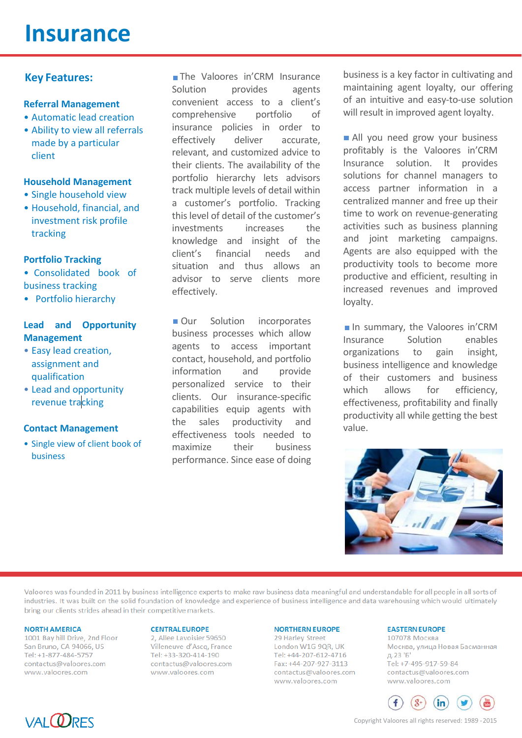# Insurance

## Key Features:

### Referral Management

- Automatic lead creation
- Ability to view all referrals made by a particular client

### Household Management

- Single household view
- Household, financial, and investment risk profile tracking

### Portfolio Tracking

- Consolidated book of business tracking
- Portfolio hierarchy

### Lead and Opportunity Management

- Easy lead creation, assignment and qualification
- Lead and opportunity revenue tracking

### Contact Management

- Single view of client book of business

The Valoores in'CRM Insurance Solution provides agents convenient access to a client's comprehensive portfolio of insurance policies in order to effectively deliver accurate, relevant, and customized advice to their clients. The availability of the portfolio hierarchy lets advisors track multiple levels of detail within a customer's portfolio. Tracking this level of detail of the customer's investments increases the knowledge and insight of the client's financial needs and situation and thus allows an advisor to serve clients more effectively.

Our Solution incorporates business processes which allow agents to access important contact, household, and portfolio information and provide personalized service to their clients. Our insurance-specific capabilities equip agents with the sales productivity and effectiveness tools needed to maximize their business performance. Since ease of doing business is a key factor in cultivating and maintaining agent loyalty, our offering of an intuitive and easy-to-use solution will result in improved agent loyalty.

All you need grow your business profitably is the Valoores in'CRM Insurance solution. It provides solutions for channel managers to access partner information in a centralized manner and free up their time to work on revenue-generating activities such as business planning and joint marketing campaigns. Agents are also equipped with the productivity tools to become more productive and efficient, resulting in increased revenues and improved loyalty.

In summary, the Valoores in'CRM Insurance Solution enables organizations to gain insight, business intelligence and knowledge of their customers and business which allows for efficiency, effectiveness, profitability and finally productivity all while getting the best value.

Valoores was founded in 2011 by business intelligence experts to make raw business data meaningful and understandable for all people in all sorts of industries. It was built on the solid foundation of knowledge and experience of business intelligence and data warehousing which would ultimately bring our clients strides ahead in their competitive markets.

**NORTH AMERICA**
1001 Bay hill Drive, 2nd Floor
San Bruno, CA 94066, US
Tel: +1-877-484-5757
contactus@valoores.com
www.valoores.com

**CENTRAL EUROPE**
2, Allee Lavoisier 59650
Villeneuve d'Ascq, France
Tel: +33-320-414-190
contactus@valoores.com
www.valoores.com

**NORTHERN EUROPE**
29 Harley Street
London W1G 9QR, UK
Tel: +44-207-612-4716
Fax: +44-207-927-3113
contactus@valoores.com
www.valoores.com

**EASTERN EUROPE**
107078 Москва
Москва, улица Новая Басманная д.23 'Б'
Tel: +7-495-917-59-84
contactus@valoores.com
www.valoores.com

VALOORES

Copyright Valoores all rights reserved: 1989 - 2015